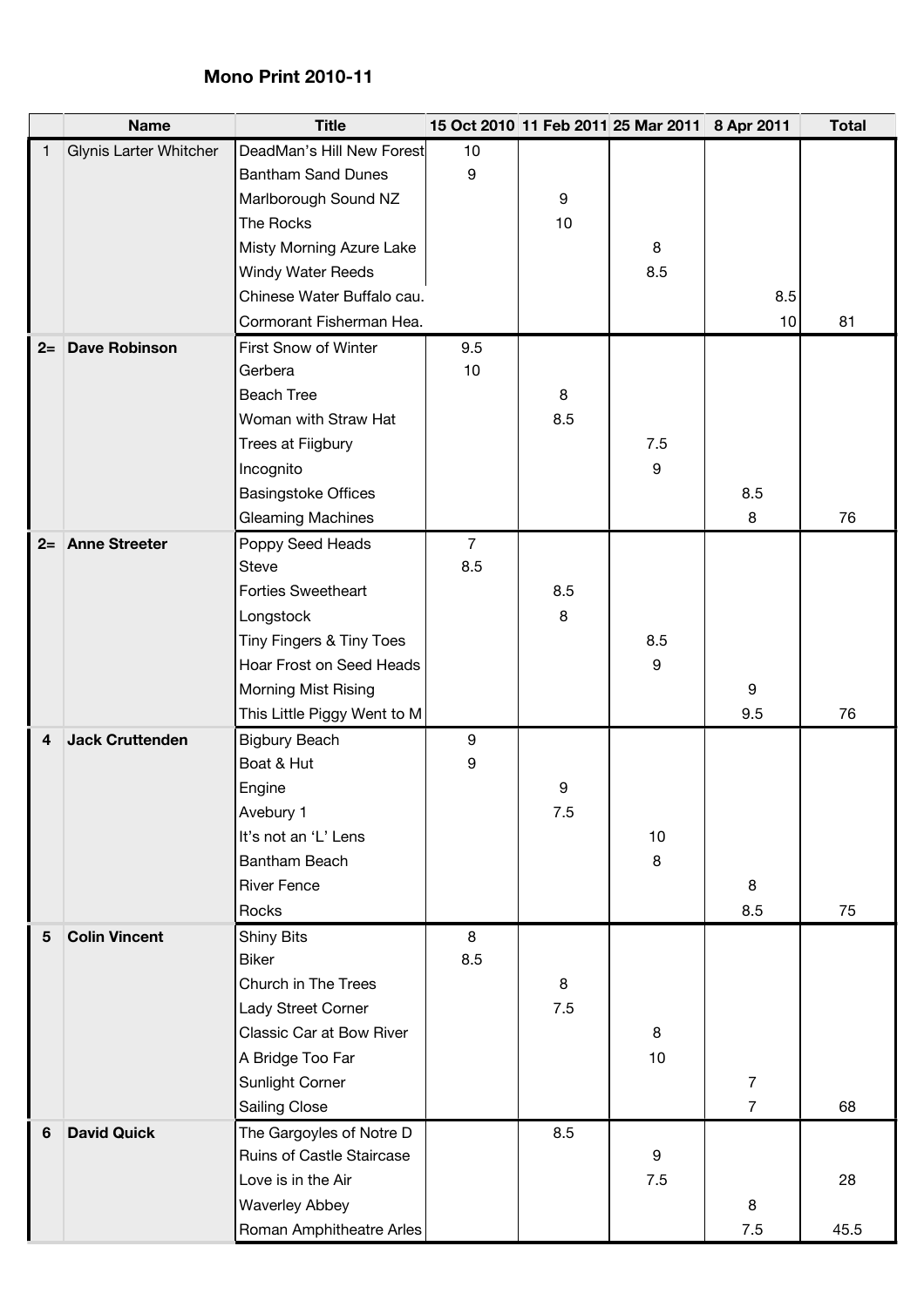**Mono Print 2010-11**

| | Name | Title | 15 Oct 2010 | 11 Feb 2011 | 25 Mar 2011 | 8 Apr 2011 | Total |
|---|---|---|---|---|---|---|---|
| 1 | Glynis Larter Whitcher | DeadMan's Hill New Forest | 10 | | | | |
| | | Bantham Sand Dunes | 9 | | | | |
| | | Marlborough Sound NZ | | 9 | | | |
| | | The Rocks | | 10 | | | |
| | | Misty Morning Azure Lake | | | 8 | | |
| | | Windy Water Reeds | | | 8.5 | | |
| | | Chinese Water Buffalo cau. | | | | 8.5 | |
| | | Cormorant Fisherman Hea. | | | | 10 | 81 |
| **2=** | **Dave Robinson** | First Snow of Winter | 9.5 | | | | |
| | | Gerbera | 10 | | | | |
| | | Beach Tree | | 8 | | | |
| | | Woman with Straw Hat | | 8.5 | | | |
| | | Trees at Fiigbury | | | 7.5 | | |
| | | Incognito | | | 9 | | |
| | | Basingstoke Offices | | | | 8.5 | |
| | | Gleaming Machines | | | | 8 | 76 |
| **2=** | **Anne Streeter** | Poppy Seed Heads | 7 | | | | |
| | | Steve | 8.5 | | | | |
| | | Forties Sweetheart | | 8.5 | | | |
| | | Longstock | | 8 | | | |
| | | Tiny Fingers & Tiny Toes | | | 8.5 | | |
| | | Hoar Frost on Seed Heads | | | 9 | | |
| | | Morning Mist Rising | | | | 9 | |
| | | This Little Piggy Went to M | | | | 9.5 | 76 |
| **4** | **Jack Cruttenden** | Bigbury Beach | 9 | | | | |
| | | Boat & Hut | 9 | | | | |
| | | Engine | | 9 | | | |
| | | Avebury 1 | | 7.5 | | | |
| | | It's not an 'L' Lens | | | 10 | | |
| | | Bantham Beach | | | 8 | | |
| | | River Fence | | | | 8 | |
| | | Rocks | | | | 8.5 | 75 |
| **5** | **Colin Vincent** | Shiny Bits | 8 | | | | |
| | | Biker | 8.5 | | | | |
| | | Church in The Trees | | 8 | | | |
| | | Lady Street Corner | | 7.5 | | | |
| | | Classic Car at Bow River | | | 8 | | |
| | | A Bridge Too Far | | | 10 | | |
| | | Sunlight Corner | | | | 7 | |
| | | Sailing Close | | | | 7 | 68 |
| **6** | **David Quick** | The Gargoyles of Notre D | | 8.5 | | | |
| | | Ruins of Castle Staircase | | | 9 | | |
| | | Love is in the Air | | | 7.5 | | 28 |
| | | Waverley Abbey | | | | 8 | |
| | | Roman Amphitheatre Arles | | | | 7.5 | 45.5 |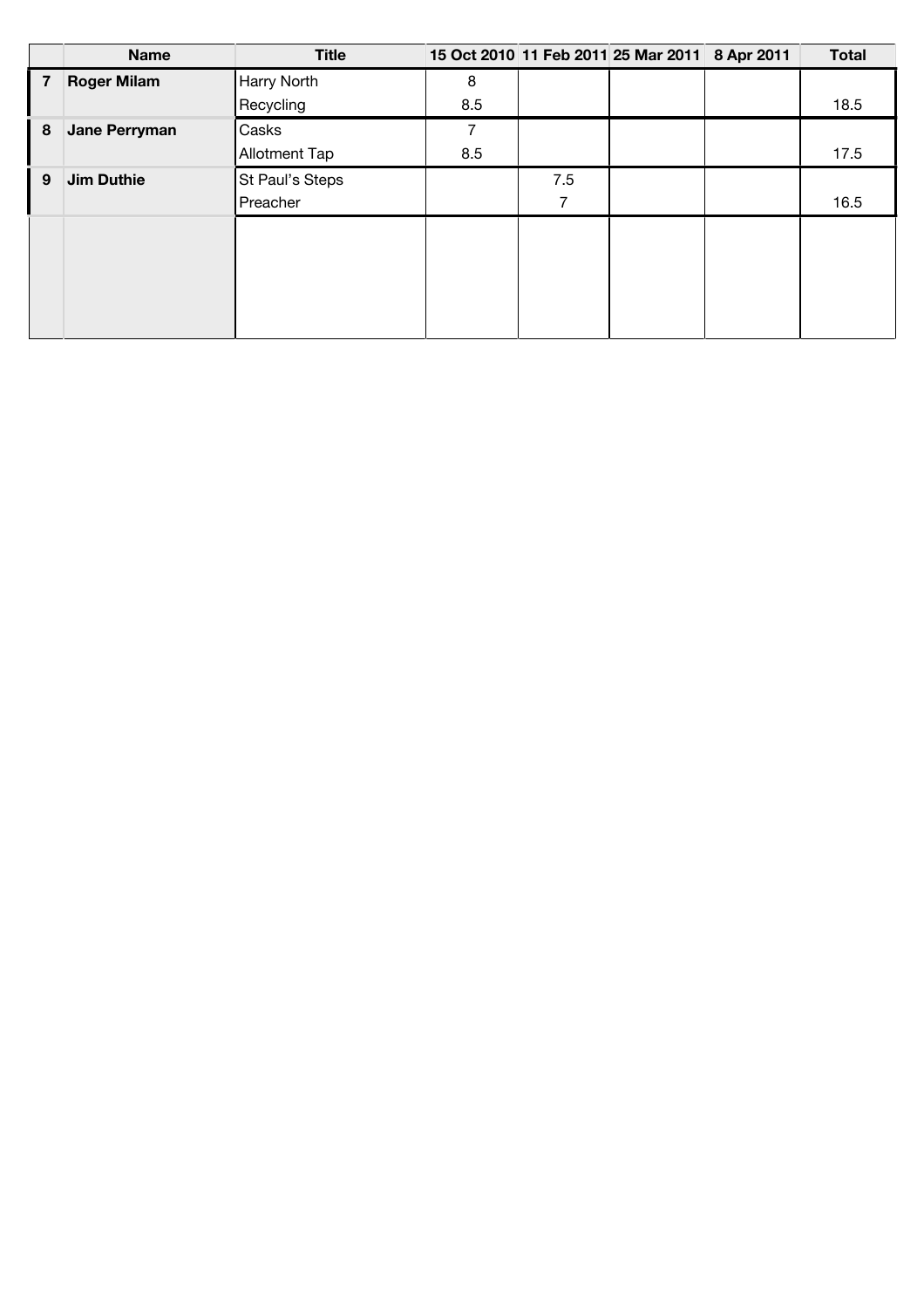| | Name | Title | 15 Oct 2010 | 11 Feb 2011 | 25 Mar 2011 | 8 Apr 2011 | Total |
|---|---|---|---|---|---|---|---|
| **7** | **Roger Milam** | Harry North | 8 | | | | |
| | | Recycling | 8.5 | | | | 18.5 |
| **8** | **Jane Perryman** | Casks | 7 | | | | |
| | | Allotment Tap | 8.5 | | | | 17.5 |
| **9** | **Jim Duthie** | St Paul's Steps | | 7.5 | | | |
| | | Preacher | | 7 | | | 16.5 |
| | | | | | | | |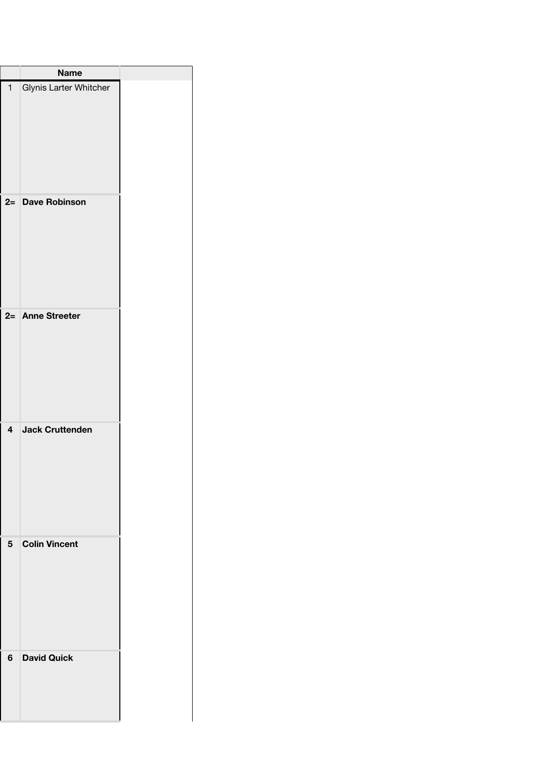| | Name | |
|---|---|---|
| 1 | Glynis Larter Whitcher | |
| 2= | **Dave Robinson** | |
| 2= | **Anne Streeter** | |
| 4 | **Jack Cruttenden** | |
| 5 | **Colin Vincent** | |
| 6 | **David Quick** | |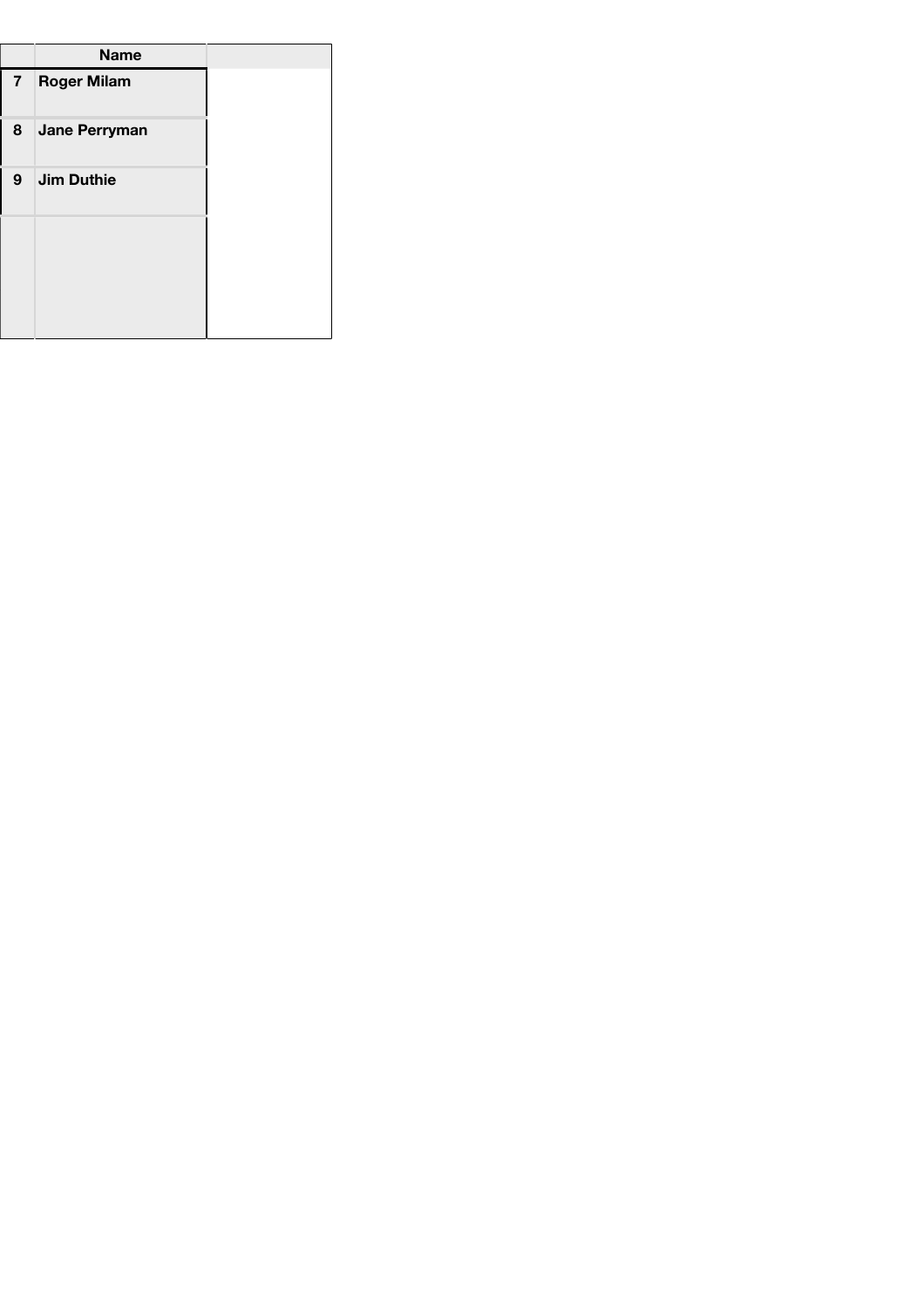| | Name | |
|---|---|---|
| 7 | **Roger Milam** | |
| 8 | **Jane Perryman** | |
| 9 | **Jim Duthie** | |
| | | |